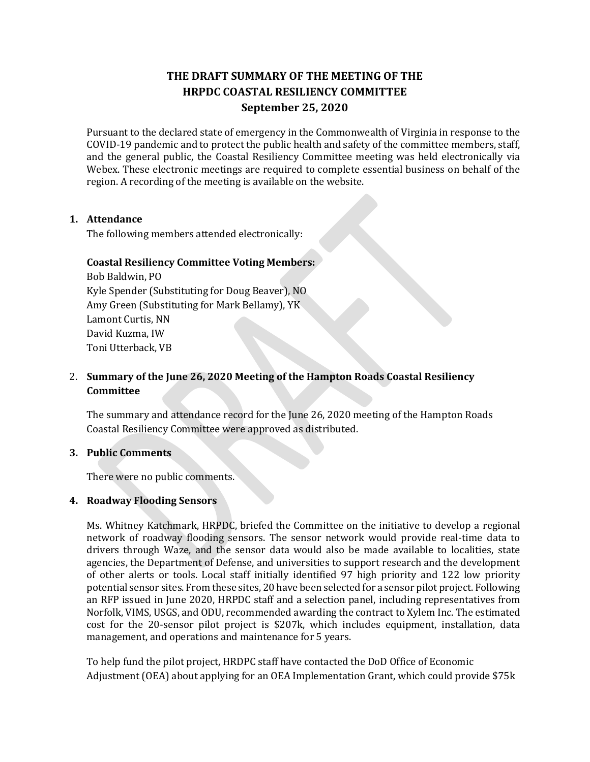# THE DRAFT SUMMARY OF THE MEETING OF THE HRPDC COASTAL RESILIENCY COMMITTEE
## September 25, 2020

Pursuant to the declared state of emergency in the Commonwealth of Virginia in response to the COVID-19 pandemic and to protect the public health and safety of the committee members, staff, and the general public, the Coastal Resiliency Committee meeting was held electronically via Webex. These electronic meetings are required to complete essential business on behalf of the region. A recording of the meeting is available on the website.

### 1. Attendance

The following members attended electronically:

**Coastal Resiliency Committee Voting Members:**

Bob Baldwin, PO
Kyle Spender (Substituting for Doug Beaver), NO
Amy Green (Substituting for Mark Bellamy), YK
Lamont Curtis, NN
David Kuzma, IW
Toni Utterback, VB

### 2. Summary of the June 26, 2020 Meeting of the Hampton Roads Coastal Resiliency Committee

The summary and attendance record for the June 26, 2020 meeting of the Hampton Roads Coastal Resiliency Committee were approved as distributed.

### 3. Public Comments

There were no public comments.

### 4. Roadway Flooding Sensors

Ms. Whitney Katchmark, HRPDC, briefed the Committee on the initiative to develop a regional network of roadway flooding sensors. The sensor network would provide real-time data to drivers through Waze, and the sensor data would also be made available to localities, state agencies, the Department of Defense, and universities to support research and the development of other alerts or tools. Local staff initially identified 97 high priority and 122 low priority potential sensor sites. From these sites, 20 have been selected for a sensor pilot project. Following an RFP issued in June 2020, HRPDC staff and a selection panel, including representatives from Norfolk, VIMS, USGS, and ODU, recommended awarding the contract to Xylem Inc. The estimated cost for the 20-sensor pilot project is $207k, which includes equipment, installation, data management, and operations and maintenance for 5 years.

To help fund the pilot project, HRDPC staff have contacted the DoD Office of Economic Adjustment (OEA) about applying for an OEA Implementation Grant, which could provide $75k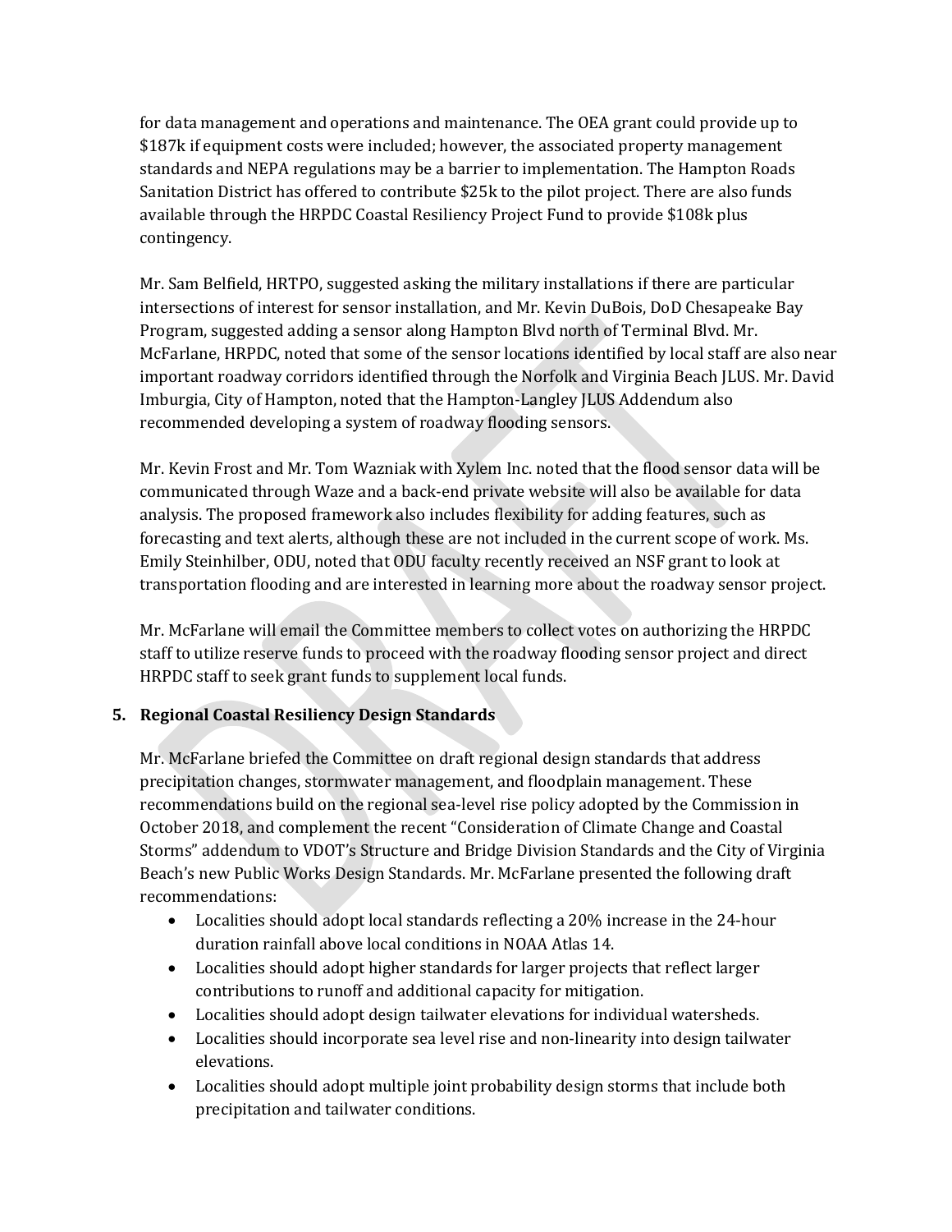for data management and operations and maintenance. The OEA grant could provide up to $187k if equipment costs were included; however, the associated property management standards and NEPA regulations may be a barrier to implementation. The Hampton Roads Sanitation District has offered to contribute $25k to the pilot project. There are also funds available through the HRPDC Coastal Resiliency Project Fund to provide $108k plus contingency.

Mr. Sam Belfield, HRTPO, suggested asking the military installations if there are particular intersections of interest for sensor installation, and Mr. Kevin DuBois, DoD Chesapeake Bay Program, suggested adding a sensor along Hampton Blvd north of Terminal Blvd. Mr. McFarlane, HRPDC, noted that some of the sensor locations identified by local staff are also near important roadway corridors identified through the Norfolk and Virginia Beach JLUS. Mr. David Imburgia, City of Hampton, noted that the Hampton-Langley JLUS Addendum also recommended developing a system of roadway flooding sensors.

Mr. Kevin Frost and Mr. Tom Wazniak with Xylem Inc. noted that the flood sensor data will be communicated through Waze and a back-end private website will also be available for data analysis. The proposed framework also includes flexibility for adding features, such as forecasting and text alerts, although these are not included in the current scope of work. Ms. Emily Steinhilber, ODU, noted that ODU faculty recently received an NSF grant to look at transportation flooding and are interested in learning more about the roadway sensor project.

Mr. McFarlane will email the Committee members to collect votes on authorizing the HRPDC staff to utilize reserve funds to proceed with the roadway flooding sensor project and direct HRPDC staff to seek grant funds to supplement local funds.

**5. Regional Coastal Resiliency Design Standards**

Mr. McFarlane briefed the Committee on draft regional design standards that address precipitation changes, stormwater management, and floodplain management. These recommendations build on the regional sea-level rise policy adopted by the Commission in October 2018, and complement the recent "Consideration of Climate Change and Coastal Storms" addendum to VDOT's Structure and Bridge Division Standards and the City of Virginia Beach's new Public Works Design Standards. Mr. McFarlane presented the following draft recommendations:

- Localities should adopt local standards reflecting a 20% increase in the 24-hour duration rainfall above local conditions in NOAA Atlas 14.
- Localities should adopt higher standards for larger projects that reflect larger contributions to runoff and additional capacity for mitigation.
- Localities should adopt design tailwater elevations for individual watersheds.
- Localities should incorporate sea level rise and non-linearity into design tailwater elevations.
- Localities should adopt multiple joint probability design storms that include both precipitation and tailwater conditions.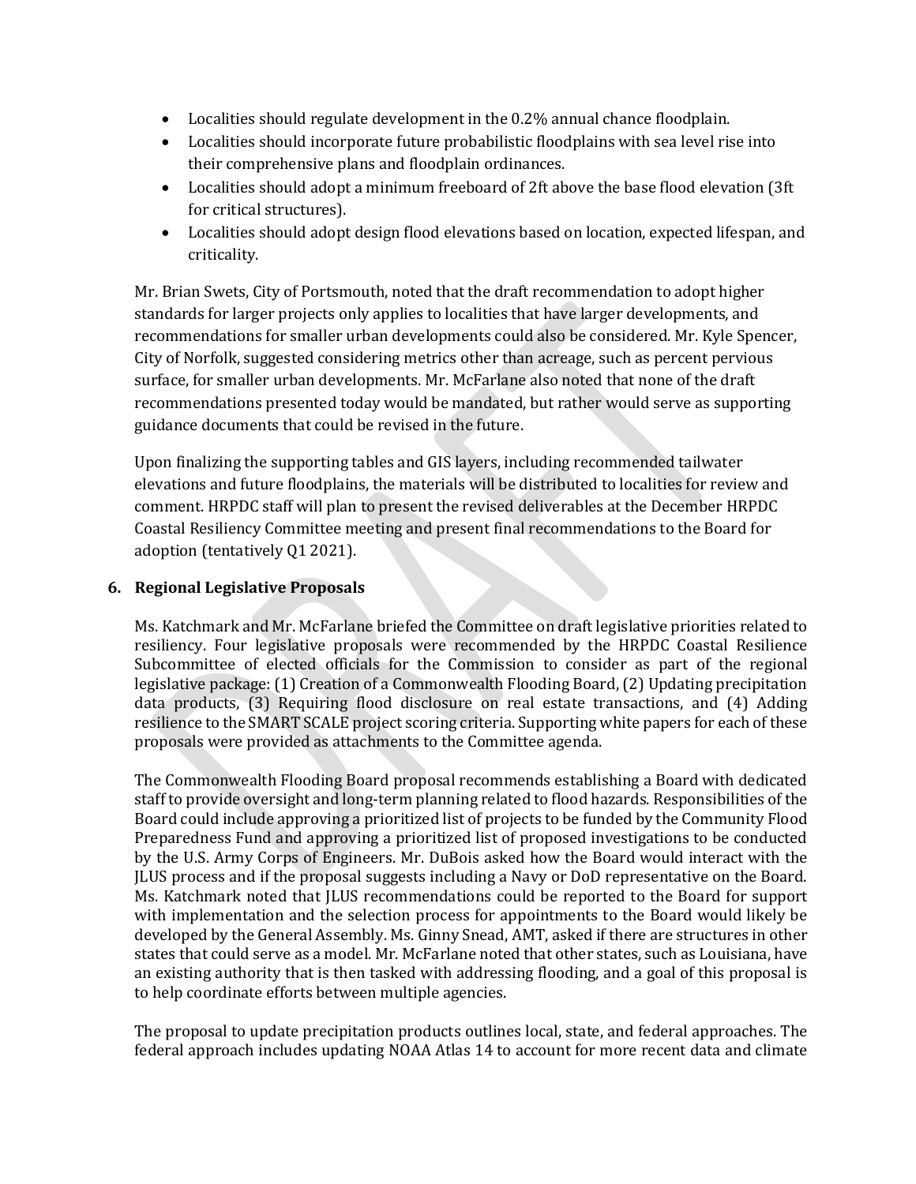- Localities should regulate development in the 0.2% annual chance floodplain.
- Localities should incorporate future probabilistic floodplains with sea level rise into their comprehensive plans and floodplain ordinances.
- Localities should adopt a minimum freeboard of 2ft above the base flood elevation (3ft for critical structures).
- Localities should adopt design flood elevations based on location, expected lifespan, and criticality.

Mr. Brian Swets, City of Portsmouth, noted that the draft recommendation to adopt higher standards for larger projects only applies to localities that have larger developments, and recommendations for smaller urban developments could also be considered. Mr. Kyle Spencer, City of Norfolk, suggested considering metrics other than acreage, such as percent pervious surface, for smaller urban developments. Mr. McFarlane also noted that none of the draft recommendations presented today would be mandated, but rather would serve as supporting guidance documents that could be revised in the future.

Upon finalizing the supporting tables and GIS layers, including recommended tailwater elevations and future floodplains, the materials will be distributed to localities for review and comment. HRPDC staff will plan to present the revised deliverables at the December HRPDC Coastal Resiliency Committee meeting and present final recommendations to the Board for adoption (tentatively Q1 2021).

**6. Regional Legislative Proposals**

Ms. Katchmark and Mr. McFarlane briefed the Committee on draft legislative priorities related to resiliency. Four legislative proposals were recommended by the HRPDC Coastal Resilience Subcommittee of elected officials for the Commission to consider as part of the regional legislative package: (1) Creation of a Commonwealth Flooding Board, (2) Updating precipitation data products, (3) Requiring flood disclosure on real estate transactions, and (4) Adding resilience to the SMART SCALE project scoring criteria. Supporting white papers for each of these proposals were provided as attachments to the Committee agenda.

The Commonwealth Flooding Board proposal recommends establishing a Board with dedicated staff to provide oversight and long-term planning related to flood hazards. Responsibilities of the Board could include approving a prioritized list of projects to be funded by the Community Flood Preparedness Fund and approving a prioritized list of proposed investigations to be conducted by the U.S. Army Corps of Engineers. Mr. DuBois asked how the Board would interact with the JLUS process and if the proposal suggests including a Navy or DoD representative on the Board. Ms. Katchmark noted that JLUS recommendations could be reported to the Board for support with implementation and the selection process for appointments to the Board would likely be developed by the General Assembly. Ms. Ginny Snead, AMT, asked if there are structures in other states that could serve as a model. Mr. McFarlane noted that other states, such as Louisiana, have an existing authority that is then tasked with addressing flooding, and a goal of this proposal is to help coordinate efforts between multiple agencies.

The proposal to update precipitation products outlines local, state, and federal approaches. The federal approach includes updating NOAA Atlas 14 to account for more recent data and climate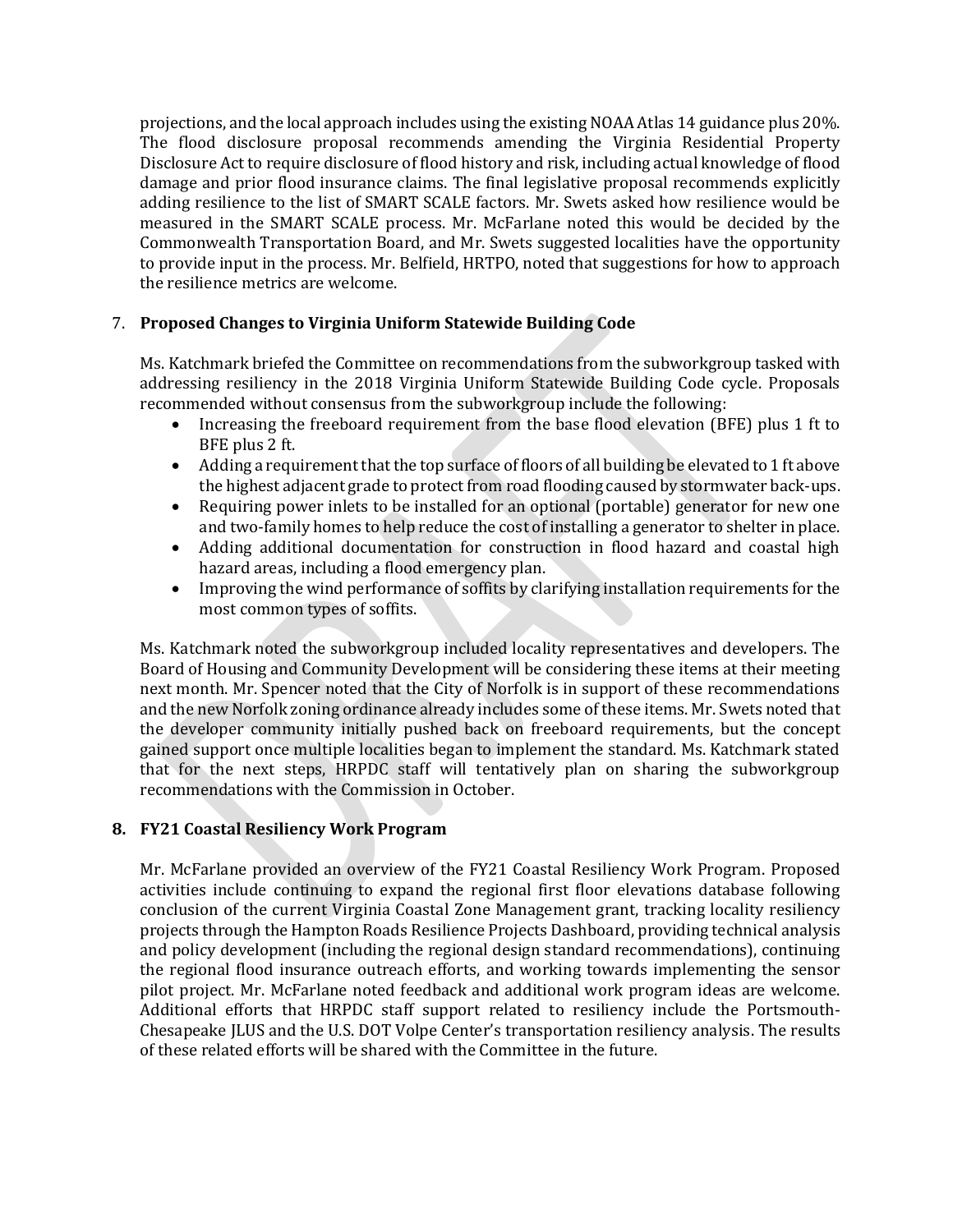projections, and the local approach includes using the existing NOAA Atlas 14 guidance plus 20%. The flood disclosure proposal recommends amending the Virginia Residential Property Disclosure Act to require disclosure of flood history and risk, including actual knowledge of flood damage and prior flood insurance claims. The final legislative proposal recommends explicitly adding resilience to the list of SMART SCALE factors. Mr. Swets asked how resilience would be measured in the SMART SCALE process. Mr. McFarlane noted this would be decided by the Commonwealth Transportation Board, and Mr. Swets suggested localities have the opportunity to provide input in the process. Mr. Belfield, HRTPO, noted that suggestions for how to approach the resilience metrics are welcome.

7. **Proposed Changes to Virginia Uniform Statewide Building Code**

   Ms. Katchmark briefed the Committee on recommendations from the subworkgroup tasked with addressing resiliency in the 2018 Virginia Uniform Statewide Building Code cycle. Proposals recommended without consensus from the subworkgroup include the following:

   - Increasing the freeboard requirement from the base flood elevation (BFE) plus 1 ft to BFE plus 2 ft.
   - Adding a requirement that the top surface of floors of all building be elevated to 1 ft above the highest adjacent grade to protect from road flooding caused by stormwater back-ups.
   - Requiring power inlets to be installed for an optional (portable) generator for new one and two-family homes to help reduce the cost of installing a generator to shelter in place.
   - Adding additional documentation for construction in flood hazard and coastal high hazard areas, including a flood emergency plan.
   - Improving the wind performance of soffits by clarifying installation requirements for the most common types of soffits.

   Ms. Katchmark noted the subworkgroup included locality representatives and developers. The Board of Housing and Community Development will be considering these items at their meeting next month. Mr. Spencer noted that the City of Norfolk is in support of these recommendations and the new Norfolk zoning ordinance already includes some of these items. Mr. Swets noted that the developer community initially pushed back on freeboard requirements, but the concept gained support once multiple localities began to implement the standard. Ms. Katchmark stated that for the next steps, HRPDC staff will tentatively plan on sharing the subworkgroup recommendations with the Commission in October.

8. **FY21 Coastal Resiliency Work Program**

   Mr. McFarlane provided an overview of the FY21 Coastal Resiliency Work Program. Proposed activities include continuing to expand the regional first floor elevations database following conclusion of the current Virginia Coastal Zone Management grant, tracking locality resiliency projects through the Hampton Roads Resilience Projects Dashboard, providing technical analysis and policy development (including the regional design standard recommendations), continuing the regional flood insurance outreach efforts, and working towards implementing the sensor pilot project. Mr. McFarlane noted feedback and additional work program ideas are welcome. Additional efforts that HRPDC staff support related to resiliency include the Portsmouth-Chesapeake JLUS and the U.S. DOT Volpe Center's transportation resiliency analysis. The results of these related efforts will be shared with the Committee in the future.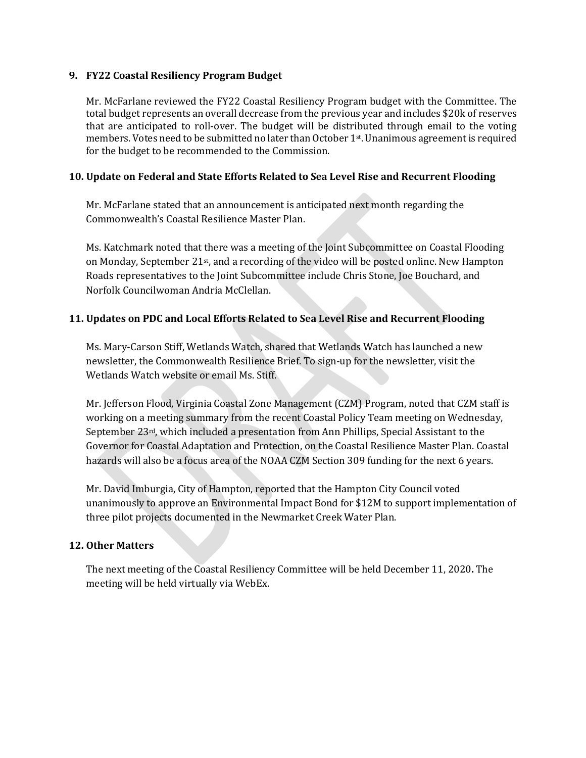**9. FY22 Coastal Resiliency Program Budget**

Mr. McFarlane reviewed the FY22 Coastal Resiliency Program budget with the Committee. The total budget represents an overall decrease from the previous year and includes $20k of reserves that are anticipated to roll-over. The budget will be distributed through email to the voting members. Votes need to be submitted no later than October 1st. Unanimous agreement is required for the budget to be recommended to the Commission.

**10. Update on Federal and State Efforts Related to Sea Level Rise and Recurrent Flooding**

Mr. McFarlane stated that an announcement is anticipated next month regarding the Commonwealth's Coastal Resilience Master Plan.

Ms. Katchmark noted that there was a meeting of the Joint Subcommittee on Coastal Flooding on Monday, September 21st, and a recording of the video will be posted online. New Hampton Roads representatives to the Joint Subcommittee include Chris Stone, Joe Bouchard, and Norfolk Councilwoman Andria McClellan.

**11. Updates on PDC and Local Efforts Related to Sea Level Rise and Recurrent Flooding**

Ms. Mary-Carson Stiff, Wetlands Watch, shared that Wetlands Watch has launched a new newsletter, the Commonwealth Resilience Brief. To sign-up for the newsletter, visit the Wetlands Watch website or email Ms. Stiff.

Mr. Jefferson Flood, Virginia Coastal Zone Management (CZM) Program, noted that CZM staff is working on a meeting summary from the recent Coastal Policy Team meeting on Wednesday, September 23rd, which included a presentation from Ann Phillips, Special Assistant to the Governor for Coastal Adaptation and Protection, on the Coastal Resilience Master Plan. Coastal hazards will also be a focus area of the NOAA CZM Section 309 funding for the next 6 years.

Mr. David Imburgia, City of Hampton, reported that the Hampton City Council voted unanimously to approve an Environmental Impact Bond for $12M to support implementation of three pilot projects documented in the Newmarket Creek Water Plan.

**12. Other Matters**

The next meeting of the Coastal Resiliency Committee will be held December 11, 2020**.** The meeting will be held virtually via WebEx.